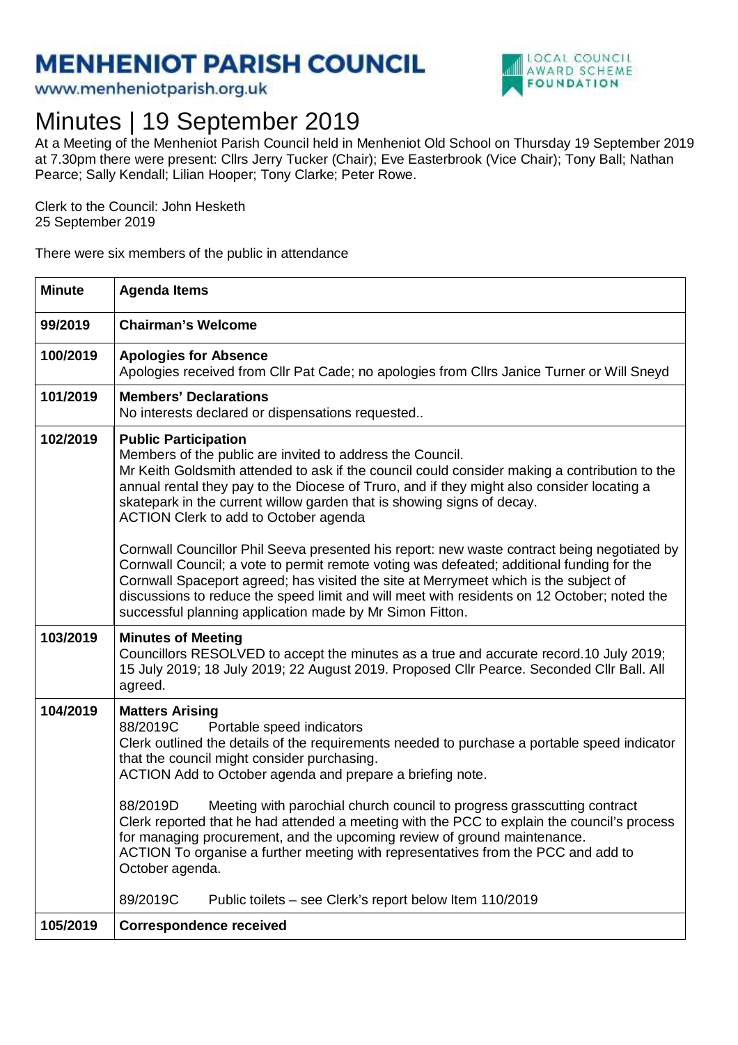# MENHENIOT PARISH COUNCIL

www.menheniotparish.org.uk

LOCAL COUNCIL AWARD SCHEME FOUNDATION

# Minutes | 19 September 2019

At a Meeting of the Menheniot Parish Council held in Menheniot Old School on Thursday 19 September 2019 at 7.30pm there were present: Cllrs Jerry Tucker (Chair); Eve Easterbrook (Vice Chair); Tony Ball; Nathan Pearce; Sally Kendall; Lilian Hooper; Tony Clarke; Peter Rowe.

Clerk to the Council: John Hesketh
25 September 2019

There were six members of the public in attendance

| Minute | Agenda Items |
|---|---|
| 99/2019 | **Chairman's Welcome** |
| 100/2019 | **Apologies for Absence**<br>Apologies received from Cllr Pat Cade; no apologies from Cllrs Janice Turner or Will Sneyd |
| 101/2019 | **Members' Declarations**<br>No interests declared or dispensations requested.. |
| 102/2019 | **Public Participation**<br>Members of the public are invited to address the Council.<br>Mr Keith Goldsmith attended to ask if the council could consider making a contribution to the annual rental they pay to the Diocese of Truro, and if they might also consider locating a skatepark in the current willow garden that is showing signs of decay.<br>ACTION Clerk to add to October agenda<br><br>Cornwall Councillor Phil Seeva presented his report: new waste contract being negotiated by Cornwall Council; a vote to permit remote voting was defeated; additional funding for the Cornwall Spaceport agreed; has visited the site at Merrymeet which is the subject of discussions to reduce the speed limit and will meet with residents on 12 October; noted the successful planning application made by Mr Simon Fitton. |
| 103/2019 | **Minutes of Meeting**<br>Councillors RESOLVED to accept the minutes as a true and accurate record.10 July 2019; 15 July 2019; 18 July 2019; 22 August 2019. Proposed Cllr Pearce. Seconded Cllr Ball. All agreed. |
| 104/2019 | **Matters Arising**<br>88/2019C Portable speed indicators<br>Clerk outlined the details of the requirements needed to purchase a portable speed indicator that the council might consider purchasing.<br>ACTION Add to October agenda and prepare a briefing note.<br><br>88/2019D Meeting with parochial church council to progress grasscutting contract<br>Clerk reported that he had attended a meeting with the PCC to explain the council's process for managing procurement, and the upcoming review of ground maintenance.<br>ACTION To organise a further meeting with representatives from the PCC and add to October agenda.<br><br>89/2019C Public toilets – see Clerk's report below Item 110/2019 |
| 105/2019 | **Correspondence received** |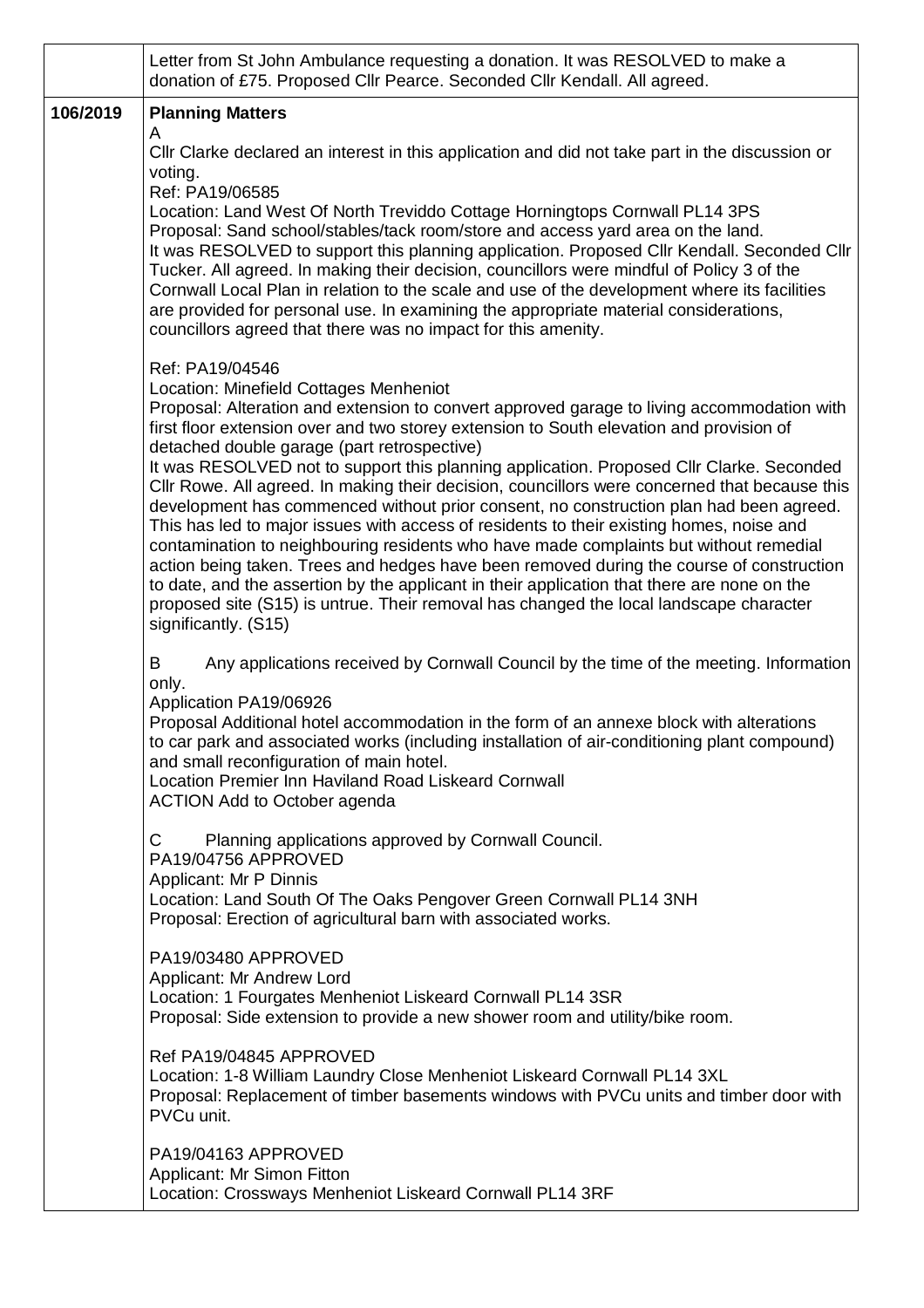|  | Letter from St John Ambulance requesting a donation. It was RESOLVED to make a donation of £75. Proposed Cllr Pearce. Seconded Cllr Kendall. All agreed. |
|---|---|
| 106/2019 | **Planning Matters**<br>A<br>Cllr Clarke declared an interest in this application and did not take part in the discussion or voting.<br>Ref: PA19/06585<br>Location: Land West Of North Treviddo Cottage Horningtops Cornwall PL14 3PS<br>Proposal: Sand school/stables/tack room/store and access yard area on the land.<br>It was RESOLVED to support this planning application. Proposed Cllr Kendall. Seconded Cllr Tucker. All agreed. In making their decision, councillors were mindful of Policy 3 of the Cornwall Local Plan in relation to the scale and use of the development where its facilities are provided for personal use. In examining the appropriate material considerations, councillors agreed that there was no impact for this amenity.<br><br>Ref: PA19/04546<br>Location: Minefield Cottages Menheniot<br>Proposal: Alteration and extension to convert approved garage to living accommodation with first floor extension over and two storey extension to South elevation and provision of detached double garage (part retrospective)<br>It was RESOLVED not to support this planning application. Proposed Cllr Clarke. Seconded Cllr Rowe. All agreed. In making their decision, councillors were concerned that because this development has commenced without prior consent, no construction plan had been agreed. This has led to major issues with access of residents to their existing homes, noise and contamination to neighbouring residents who have made complaints but without remedial action being taken. Trees and hedges have been removed during the course of construction to date, and the assertion by the applicant in their application that there are none on the proposed site (S15) is untrue. Their removal has changed the local landscape character significantly. (S15)<br><br>B Any applications received by Cornwall Council by the time of the meeting. Information only.<br>Application PA19/06926<br>Proposal Additional hotel accommodation in the form of an annexe block with alterations to car park and associated works (including installation of air-conditioning plant compound) and small reconfiguration of main hotel.<br>Location Premier Inn Haviland Road Liskeard Cornwall<br>ACTION Add to October agenda<br><br>C Planning applications approved by Cornwall Council.<br>PA19/04756 APPROVED<br>Applicant: Mr P Dinnis<br>Location: Land South Of The Oaks Pengover Green Cornwall PL14 3NH<br>Proposal: Erection of agricultural barn with associated works.<br><br>PA19/03480 APPROVED<br>Applicant: Mr Andrew Lord<br>Location: 1 Fourgates Menheniot Liskeard Cornwall PL14 3SR<br>Proposal: Side extension to provide a new shower room and utility/bike room.<br><br>Ref PA19/04845 APPROVED<br>Location: 1-8 William Laundry Close Menheniot Liskeard Cornwall PL14 3XL<br>Proposal: Replacement of timber basements windows with PVCu units and timber door with PVCu unit.<br><br>PA19/04163 APPROVED<br>Applicant: Mr Simon Fitton<br>Location: Crossways Menheniot Liskeard Cornwall PL14 3RF |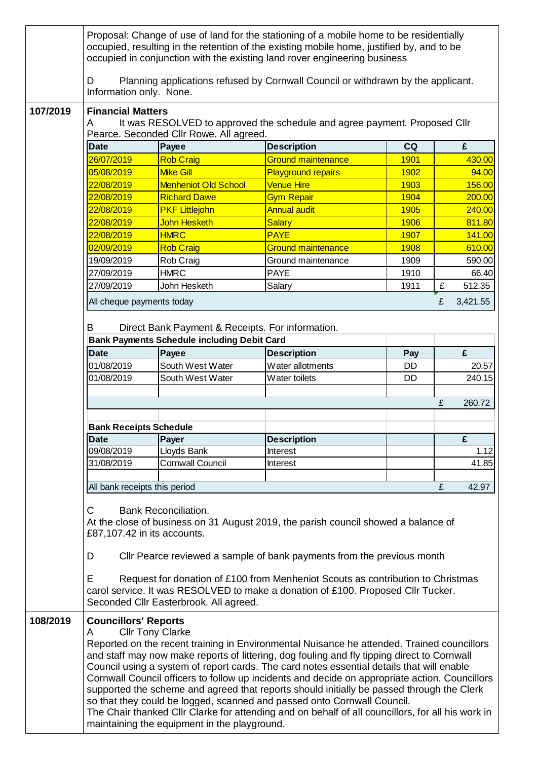Proposal: Change of use of land for the stationing of a mobile home to be residentially occupied, resulting in the retention of the existing mobile home, justified by, and to be occupied in conjunction with the existing land rover engineering business

D Planning applications refused by Cornwall Council or withdrawn by the applicant. Information only. None.

**107/2019**

**Financial Matters**

A It was RESOLVED to approved the schedule and agree payment. Proposed Cllr Pearce. Seconded Cllr Rowe. All agreed.

| Date | Payee | Description | CQ | £ |
|---|---|---|---|---|
| 26/07/2019 | Rob Craig | Ground maintenance | 1901 | 430.00 |
| 05/08/2019 | Mike Gill | Playground repairs | 1902 | 94.00 |
| 22/08/2019 | Menheniot Old School | Venue Hire | 1903 | 156.00 |
| 22/08/2019 | Richard Dawe | Gym Repair | 1904 | 200.00 |
| 22/08/2019 | PKF Littlejohn | Annual audit | 1905 | 240.00 |
| 22/08/2019 | John Hesketh | Salary | 1906 | 811.80 |
| 22/08/2019 | HMRC | PAYE | 1907 | 141.00 |
| 02/09/2019 | Rob Craig | Ground maintenance | 1908 | 610.00 |
| 19/09/2019 | Rob Craig | Ground maintenance | 1909 | 590.00 |
| 27/09/2019 | HMRC | PAYE | 1910 | 66.40 |
| 27/09/2019 | John Hesketh | Salary | 1911 | £ 512.35 |
| All cheque payments today | | | | £ 3,421.55 |

B Direct Bank Payment & Receipts. For information.

**Bank Payments Schedule including Debit Card**

| Date | Payee | Description | Pay | £ |
|---|---|---|---|---|
| 01/08/2019 | South West Water | Water allotments | DD | 20.57 |
| 01/08/2019 | South West Water | Water toilets | DD | 240.15 |
| | | | | |
| | | | | £ 260.72 |

**Bank Receipts Schedule**

| Date | Payer | Description | | £ |
|---|---|---|---|---|
| 09/08/2019 | Lloyds Bank | Interest | | 1.12 |
| 31/08/2019 | Cornwall Council | Interest | | 41.85 |
| | | | | |
| All bank receipts this period | | | | £ 42.97 |

C Bank Reconciliation.
At the close of business on 31 August 2019, the parish council showed a balance of £87,107.42 in its accounts.

D Cllr Pearce reviewed a sample of bank payments from the previous month

E Request for donation of £100 from Menheniot Scouts as contribution to Christmas carol service. It was RESOLVED to make a donation of £100. Proposed Cllr Tucker. Seconded Cllr Easterbrook. All agreed.

**108/2019**

**Councillors' Reports**

A Cllr Tony Clarke

Reported on the recent training in Environmental Nuisance he attended. Trained councillors and staff may now make reports of littering, dog fouling and fly tipping direct to Cornwall Council using a system of report cards. The card notes essential details that will enable Cornwall Council officers to follow up incidents and decide on appropriate action. Councillors supported the scheme and agreed that reports should initially be passed through the Clerk so that they could be logged, scanned and passed onto Cornwall Council.
The Chair thanked Cllr Clarke for attending and on behalf of all councillors, for all his work in maintaining the equipment in the playground.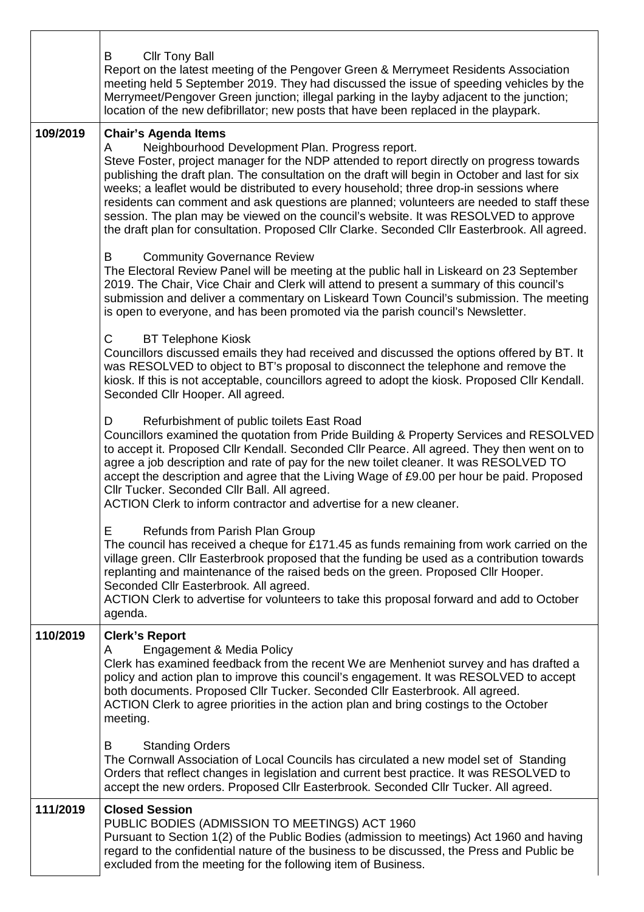| | |
|---|---|
| | B Cllr Tony Ball<br>Report on the latest meeting of the Pengover Green & Merrymeet Residents Association meeting held 5 September 2019. They had discussed the issue of speeding vehicles by the Merrymeet/Pengover Green junction; illegal parking in the layby adjacent to the junction; location of the new defibrillator; new posts that have been replaced in the playpark. |
| **109/2019** | **Chair's Agenda Items**<br>A Neighbourhood Development Plan. Progress report.<br>Steve Foster, project manager for the NDP attended to report directly on progress towards publishing the draft plan. The consultation on the draft will begin in October and last for six weeks; a leaflet would be distributed to every household; three drop-in sessions where residents can comment and ask questions are planned; volunteers are needed to staff these session. The plan may be viewed on the council's website. It was RESOLVED to approve the draft plan for consultation. Proposed Cllr Clarke. Seconded Cllr Easterbrook. All agreed.<br><br>B Community Governance Review<br>The Electoral Review Panel will be meeting at the public hall in Liskeard on 23 September 2019. The Chair, Vice Chair and Clerk will attend to present a summary of this council's submission and deliver a commentary on Liskeard Town Council's submission. The meeting is open to everyone, and has been promoted via the parish council's Newsletter.<br><br>C BT Telephone Kiosk<br>Councillors discussed emails they had received and discussed the options offered by BT. It was RESOLVED to object to BT's proposal to disconnect the telephone and remove the kiosk. If this is not acceptable, councillors agreed to adopt the kiosk. Proposed Cllr Kendall. Seconded Cllr Hooper. All agreed.<br><br>D Refurbishment of public toilets East Road<br>Councillors examined the quotation from Pride Building & Property Services and RESOLVED to accept it. Proposed Cllr Kendall. Seconded Cllr Pearce. All agreed. They then went on to agree a job description and rate of pay for the new toilet cleaner. It was RESOLVED TO accept the description and agree that the Living Wage of £9.00 per hour be paid. Proposed Cllr Tucker. Seconded Cllr Ball. All agreed.<br>ACTION Clerk to inform contractor and advertise for a new cleaner.<br><br>E Refunds from Parish Plan Group<br>The council has received a cheque for £171.45 as funds remaining from work carried on the village green. Cllr Easterbrook proposed that the funding be used as a contribution towards replanting and maintenance of the raised beds on the green. Proposed Cllr Hooper. Seconded Cllr Easterbrook. All agreed.<br>ACTION Clerk to advertise for volunteers to take this proposal forward and add to October agenda. |
| **110/2019** | **Clerk's Report**<br>A Engagement & Media Policy<br>Clerk has examined feedback from the recent We are Menheniot survey and has drafted a policy and action plan to improve this council's engagement. It was RESOLVED to accept both documents. Proposed Cllr Tucker. Seconded Cllr Easterbrook. All agreed.<br>ACTION Clerk to agree priorities in the action plan and bring costings to the October meeting.<br><br>B Standing Orders<br>The Cornwall Association of Local Councils has circulated a new model set of Standing Orders that reflect changes in legislation and current best practice. It was RESOLVED to accept the new orders. Proposed Cllr Easterbrook. Seconded Cllr Tucker. All agreed. |
| **111/2019** | **Closed Session**<br>PUBLIC BODIES (ADMISSION TO MEETINGS) ACT 1960<br>Pursuant to Section 1(2) of the Public Bodies (admission to meetings) Act 1960 and having regard to the confidential nature of the business to be discussed, the Press and Public be excluded from the meeting for the following item of Business. |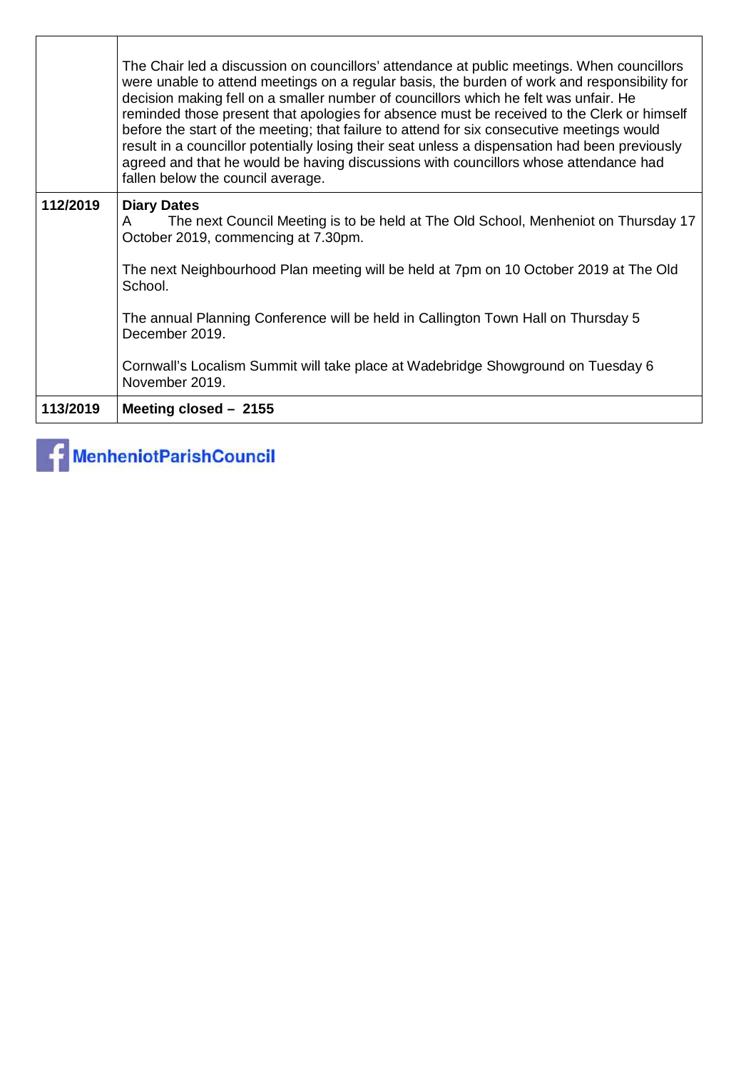| | |
|---|---|
| | The Chair led a discussion on councillors' attendance at public meetings. When councillors were unable to attend meetings on a regular basis, the burden of work and responsibility for decision making fell on a smaller number of councillors which he felt was unfair. He reminded those present that apologies for absence must be received to the Clerk or himself before the start of the meeting; that failure to attend for six consecutive meetings would result in a councillor potentially losing their seat unless a dispensation had been previously agreed and that he would be having discussions with councillors whose attendance had fallen below the council average. |
| **112/2019** | **Diary Dates**<br>A The next Council Meeting is to be held at The Old School, Menheniot on Thursday 17 October 2019, commencing at 7.30pm.<br><br>The next Neighbourhood Plan meeting will be held at 7pm on 10 October 2019 at The Old School.<br><br>The annual Planning Conference will be held in Callington Town Hall on Thursday 5 December 2019.<br><br>Cornwall's Localism Summit will take place at Wadebridge Showground on Tuesday 6 November 2019. |
| **113/2019** | **Meeting closed – 2155** |

MenheniotParishCouncil